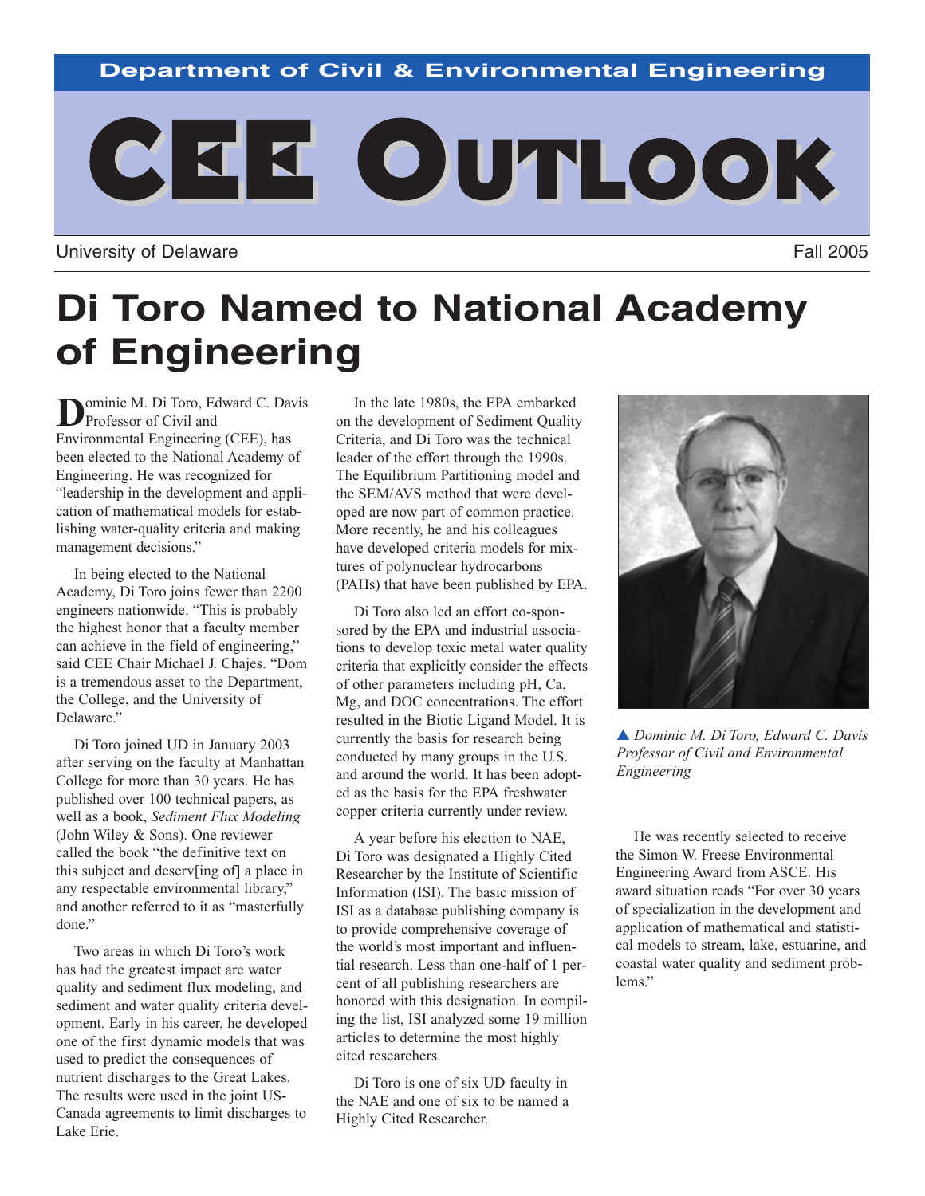Department of Civil & Environmental Engineering

# CEE OUTLOOK

University of Delaware

Fall 2005

# Di Toro Named to National Academy of Engineering

Dominic M. Di Toro, Edward C. Davis Professor of Civil and Environmental Engineering (CEE), has been elected to the National Academy of Engineering. He was recognized for "leadership in the development and application of mathematical models for establishing water-quality criteria and making management decisions."

In being elected to the National Academy, Di Toro joins fewer than 2200 engineers nationwide. "This is probably the highest honor that a faculty member can achieve in the field of engineering," said CEE Chair Michael J. Chajes. "Dom is a tremendous asset to the Department, the College, and the University of Delaware."

Di Toro joined UD in January 2003 after serving on the faculty at Manhattan College for more than 30 years. He has published over 100 technical papers, as well as a book, *Sediment Flux Modeling* (John Wiley & Sons). One reviewer called the book "the definitive text on this subject and deserv[ing of] a place in any respectable environmental library," and another referred to it as "masterfully done."

Two areas in which Di Toro's work has had the greatest impact are water quality and sediment flux modeling, and sediment and water quality criteria development. Early in his career, he developed one of the first dynamic models that was used to predict the consequences of nutrient discharges to the Great Lakes. The results were used in the joint US-Canada agreements to limit discharges to Lake Erie.

In the late 1980s, the EPA embarked on the development of Sediment Quality Criteria, and Di Toro was the technical leader of the effort through the 1990s. The Equilibrium Partitioning model and the SEM/AVS method that were developed are now part of common practice. More recently, he and his colleagues have developed criteria models for mixtures of polynuclear hydrocarbons (PAHs) that have been published by EPA.

Di Toro also led an effort co-sponsored by the EPA and industrial associations to develop toxic metal water quality criteria that explicitly consider the effects of other parameters including pH, Ca, Mg, and DOC concentrations. The effort resulted in the Biotic Ligand Model. It is currently the basis for research being conducted by many groups in the U.S. and around the world. It has been adopted as the basis for the EPA freshwater copper criteria currently under review.

A year before his election to NAE, Di Toro was designated a Highly Cited Researcher by the Institute of Scientific Information (ISI). The basic mission of ISI as a database publishing company is to provide comprehensive coverage of the world's most important and influential research. Less than one-half of 1 percent of all publishing researchers are honored with this designation. In compiling the list, ISI analyzed some 19 million articles to determine the most highly cited researchers.

Di Toro is one of six UD faculty in the NAE and one of six to be named a Highly Cited Researcher.

▲ *Dominic M. Di Toro, Edward C. Davis Professor of Civil and Environmental Engineering*

He was recently selected to receive the Simon W. Freese Environmental Engineering Award from ASCE. His award situation reads "For over 30 years of specialization in the development and application of mathematical and statistical models to stream, lake, estuarine, and coastal water quality and sediment problems."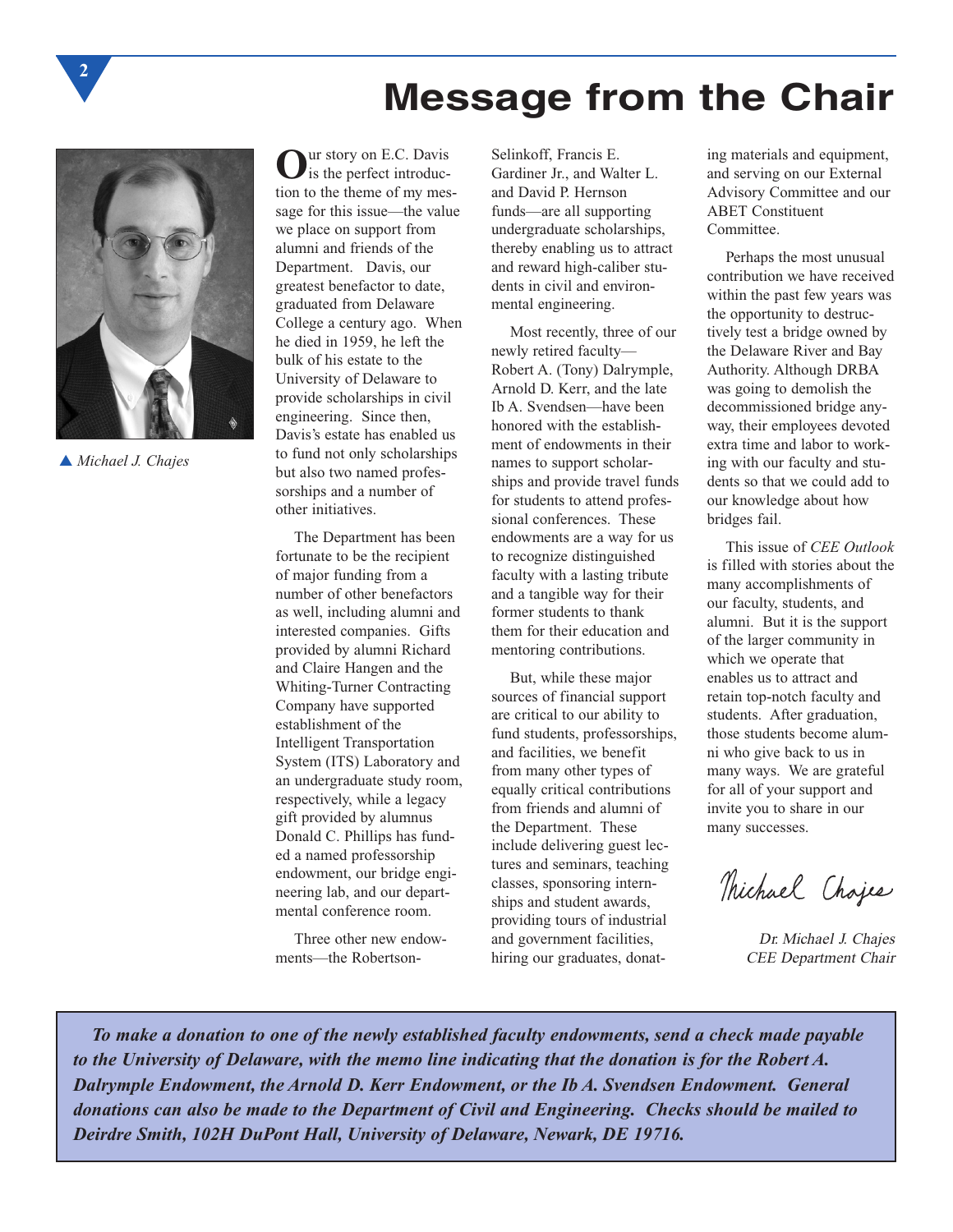# Message from the Chair

▲ *Michael J. Chajes*

Our story on E.C. Davis is the perfect introduction to the theme of my message for this issue—the value we place on support from alumni and friends of the Department. Davis, our greatest benefactor to date, graduated from Delaware College a century ago. When he died in 1959, he left the bulk of his estate to the University of Delaware to provide scholarships in civil engineering. Since then, Davis's estate has enabled us to fund not only scholarships but also two named professorships and a number of other initiatives.

The Department has been fortunate to be the recipient of major funding from a number of other benefactors as well, including alumni and interested companies. Gifts provided by alumni Richard and Claire Hangen and the Whiting-Turner Contracting Company have supported establishment of the Intelligent Transportation System (ITS) Laboratory and an undergraduate study room, respectively, while a legacy gift provided by alumnus Donald C. Phillips has funded a named professorship endowment, our bridge engineering lab, and our departmental conference room.

Three other new endowments—the Robertson-Selinkoff, Francis E. Gardiner Jr., and Walter L. and David P. Hernson funds—are all supporting undergraduate scholarships, thereby enabling us to attract and reward high-caliber students in civil and environmental engineering.

Most recently, three of our newly retired faculty—Robert A. (Tony) Dalrymple, Arnold D. Kerr, and the late Ib A. Svendsen—have been honored with the establishment of endowments in their names to support scholarships and provide travel funds for students to attend professional conferences. These endowments are a way for us to recognize distinguished faculty with a lasting tribute and a tangible way for their former students to thank them for their education and mentoring contributions.

But, while these major sources of financial support are critical to our ability to fund students, professorships, and facilities, we benefit from many other types of equally critical contributions from friends and alumni of the Department. These include delivering guest lectures and seminars, teaching classes, sponsoring internships and student awards, providing tours of industrial and government facilities, hiring our graduates, donating materials and equipment, and serving on our External Advisory Committee and our ABET Constituent Committee.

Perhaps the most unusual contribution we have received within the past few years was the opportunity to destructively test a bridge owned by the Delaware River and Bay Authority. Although DRBA was going to demolish the decommissioned bridge anyway, their employees devoted extra time and labor to working with our faculty and students so that we could add to our knowledge about how bridges fail.

This issue of *CEE Outlook* is filled with stories about the many accomplishments of our faculty, students, and alumni. But it is the support of the larger community in which we operate that enables us to attract and retain top-notch faculty and students. After graduation, those students become alumni who give back to us in many ways. We are grateful for all of your support and invite you to share in our many successes.

*Michael Chajes*

*Dr. Michael J. Chajes*
*CEE Department Chair*

***To make a donation to one of the newly established faculty endowments, send a check made payable to the University of Delaware, with the memo line indicating that the donation is for the Robert A. Dalrymple Endowment, the Arnold D. Kerr Endowment, or the Ib A. Svendsen Endowment. General donations can also be made to the Department of Civil and Engineering. Checks should be mailed to Deirdre Smith, 102H DuPont Hall, University of Delaware, Newark, DE 19716.***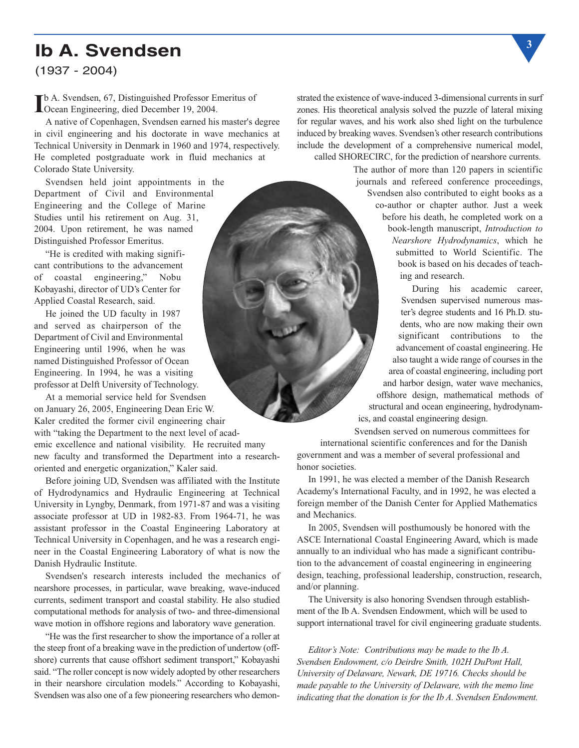# Ib A. Svendsen

(1937 - 2004)

Ib A. Svendsen, 67, Distinguished Professor Emeritus of Ocean Engineering, died December 19, 2004.

A native of Copenhagen, Svendsen earned his master's degree in civil engineering and his doctorate in wave mechanics at Technical University in Denmark in 1960 and 1974, respectively. He completed postgraduate work in fluid mechanics at Colorado State University.

Svendsen held joint appointments in the Department of Civil and Environmental Engineering and the College of Marine Studies until his retirement on Aug. 31, 2004. Upon retirement, he was named Distinguished Professor Emeritus.

"He is credited with making significant contributions to the advancement of coastal engineering," Nobu Kobayashi, director of UD's Center for Applied Coastal Research, said.

He joined the UD faculty in 1987 and served as chairperson of the Department of Civil and Environmental Engineering until 1996, when he was named Distinguished Professor of Ocean Engineering. In 1994, he was a visiting professor at Delft University of Technology.

At a memorial service held for Svendsen on January 26, 2005, Engineering Dean Eric W. Kaler credited the former civil engineering chair with "taking the Department to the next level of academic excellence and national visibility. He recruited many new faculty and transformed the Department into a research-oriented and energetic organization," Kaler said.

Before joining UD, Svendsen was affiliated with the Institute of Hydrodynamics and Hydraulic Engineering at Technical University in Lyngby, Denmark, from 1971-87 and was a visiting associate professor at UD in 1982-83. From 1964-71, he was assistant professor in the Coastal Engineering Laboratory at Technical University in Copenhagen, and he was a research engineer in the Coastal Engineering Laboratory of what is now the Danish Hydraulic Institute.

Svendsen's research interests included the mechanics of nearshore processes, in particular, wave breaking, wave-induced currents, sediment transport and coastal stability. He also studied computational methods for analysis of two- and three-dimensional wave motion in offshore regions and laboratory wave generation.

"He was the first researcher to show the importance of a roller at the steep front of a breaking wave in the prediction of undertow (offshore) currents that cause offshort sediment transport," Kobayashi said. "The roller concept is now widely adopted by other researchers in their nearshore circulation models." According to Kobayashi, Svendsen was also one of a few pioneering researchers who demonstrated the existence of wave-induced 3-dimensional currents in surf zones. His theoretical analysis solved the puzzle of lateral mixing for regular waves, and his work also shed light on the turbulence induced by breaking waves. Svendsen's other research contributions include the development of a comprehensive numerical model, called SHORECIRC, for the prediction of nearshore currents.

The author of more than 120 papers in scientific journals and refereed conference proceedings, Svendsen also contributed to eight books as a co-author or chapter author. Just a week before his death, he completed work on a book-length manuscript, *Introduction to Nearshore Hydrodynamics*, which he submitted to World Scientific. The book is based on his decades of teaching and research.

During his academic career, Svendsen supervised numerous master's degree students and 16 Ph.D. students, who are now making their own significant contributions to the advancement of coastal engineering. He also taught a wide range of courses in the area of coastal engineering, including port and harbor design, water wave mechanics, offshore design, mathematical methods of structural and ocean engineering, hydrodynamics, and coastal engineering design.

Svendsen served on numerous committees for international scientific conferences and for the Danish government and was a member of several professional and honor societies.

In 1991, he was elected a member of the Danish Research Academy's International Faculty, and in 1992, he was elected a foreign member of the Danish Center for Applied Mathematics and Mechanics.

In 2005, Svendsen will posthumously be honored with the ASCE International Coastal Engineering Award, which is made annually to an individual who has made a significant contribution to the advancement of coastal engineering in engineering design, teaching, professional leadership, construction, research, and/or planning.

The University is also honoring Svendsen through establishment of the Ib A. Svendsen Endowment, which will be used to support international travel for civil engineering graduate students.

*Editor's Note: Contributions may be made to the Ib A. Svendsen Endowment, c/o Deirdre Smith, 102H DuPont Hall, University of Delaware, Newark, DE 19716. Checks should be made payable to the University of Delaware, with the memo line indicating that the donation is for the Ib A. Svendsen Endowment.*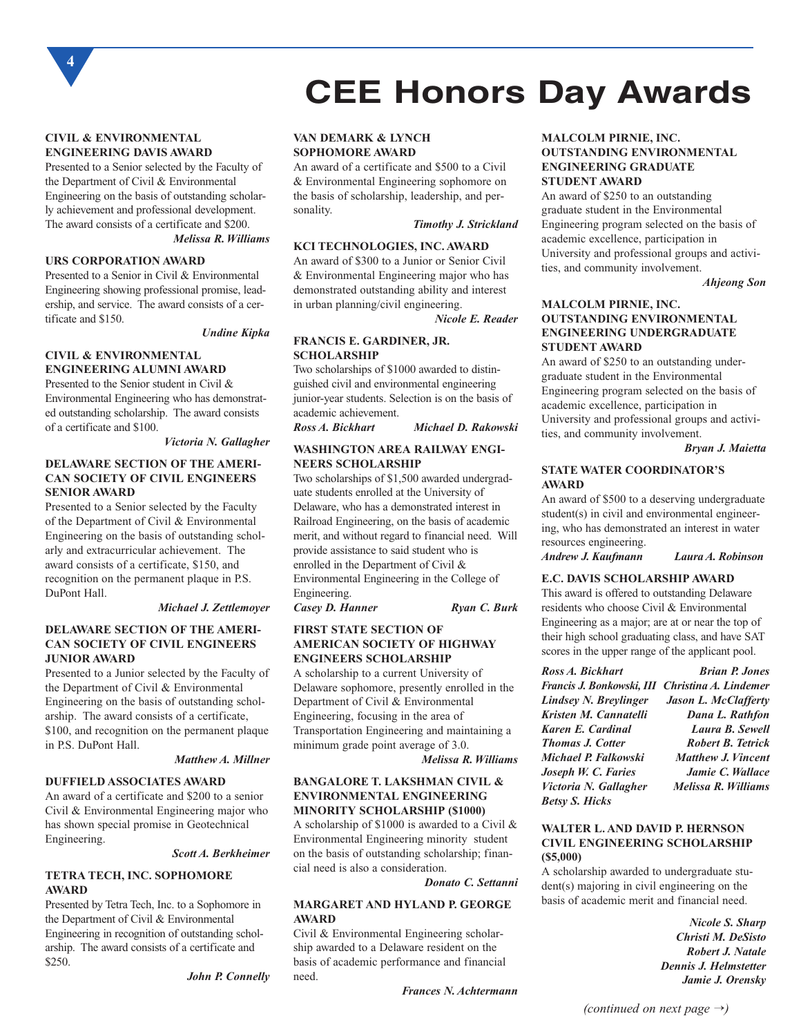# CEE Honors Day Awards

### CIVIL & ENVIRONMENTAL ENGINEERING DAVIS AWARD

Presented to a Senior selected by the Faculty of the Department of Civil & Environmental Engineering on the basis of outstanding scholarly achievement and professional development. The award consists of a certificate and $200.

*Melissa R. Williams*

### URS CORPORATION AWARD

Presented to a Senior in Civil & Environmental Engineering showing professional promise, leadership, and service. The award consists of a certificate and $150.

*Undine Kipka*

### CIVIL & ENVIRONMENTAL ENGINEERING ALUMNI AWARD

Presented to the Senior student in Civil & Environmental Engineering who has demonstrated outstanding scholarship. The award consists of a certificate and $100.

*Victoria N. Gallagher*

### DELAWARE SECTION OF THE AMERICAN SOCIETY OF CIVIL ENGINEERS SENIOR AWARD

Presented to a Senior selected by the Faculty of the Department of Civil & Environmental Engineering on the basis of outstanding scholarly and extracurricular achievement. The award consists of a certificate, $150, and recognition on the permanent plaque in P.S. DuPont Hall.

*Michael J. Zettlemoyer*

### DELAWARE SECTION OF THE AMERICAN SOCIETY OF CIVIL ENGINEERS JUNIOR AWARD

Presented to a Junior selected by the Faculty of the Department of Civil & Environmental Engineering on the basis of outstanding scholarship. The award consists of a certificate, $100, and recognition on the permanent plaque in P.S. DuPont Hall.

*Matthew A. Millner*

### DUFFIELD ASSOCIATES AWARD

An award of a certificate and $200 to a senior Civil & Environmental Engineering major who has shown special promise in Geotechnical Engineering.

*Scott A. Berkheimer*

### TETRA TECH, INC. SOPHOMORE AWARD

Presented by Tetra Tech, Inc. to a Sophomore in the Department of Civil & Environmental Engineering in recognition of outstanding scholarship. The award consists of a certificate and $250.

*John P. Connelly*

### VAN DEMARK & LYNCH SOPHOMORE AWARD

An award of a certificate and $500 to a Civil & Environmental Engineering sophomore on the basis of scholarship, leadership, and personality.

*Timothy J. Strickland*

### KCI TECHNOLOGIES, INC. AWARD

An award of $300 to a Junior or Senior Civil & Environmental Engineering major who has demonstrated outstanding ability and interest in urban planning/civil engineering.

*Nicole E. Reader*

### FRANCIS E. GARDINER, JR. SCHOLARSHIP

Two scholarships of $1000 awarded to distinguished civil and environmental engineering junior-year students. Selection is on the basis of academic achievement.

*Ross A. Bickhart* — *Michael D. Rakowski*

### WASHINGTON AREA RAILWAY ENGINEERS SCHOLARSHIP

Two scholarships of $1,500 awarded undergraduate students enrolled at the University of Delaware, who has a demonstrated interest in Railroad Engineering, on the basis of academic merit, and without regard to financial need. Will provide assistance to said student who is enrolled in the Department of Civil & Environmental Engineering in the College of Engineering.

*Casey D. Hanner* — *Ryan C. Burk*

### FIRST STATE SECTION OF AMERICAN SOCIETY OF HIGHWAY ENGINEERS SCHOLARSHIP

A scholarship to a current University of Delaware sophomore, presently enrolled in the Department of Civil & Environmental Engineering, focusing in the area of Transportation Engineering and maintaining a minimum grade point average of 3.0.

*Melissa R. Williams*

### BANGALORE T. LAKSHMAN CIVIL & ENVIRONMENTAL ENGINEERING MINORITY SCHOLARSHIP ($1000)

A scholarship of $1000 is awarded to a Civil & Environmental Engineering minority student on the basis of outstanding scholarship; financial need is also a consideration.

*Donato C. Settanni*

### MARGARET AND HYLAND P. GEORGE AWARD

Civil & Environmental Engineering scholarship awarded to a Delaware resident on the basis of academic performance and financial need.

*Frances N. Achtermann*

### MALCOLM PIRNIE, INC. OUTSTANDING ENVIRONMENTAL ENGINEERING GRADUATE STUDENT AWARD

An award of $250 to an outstanding graduate student in the Environmental Engineering program selected on the basis of academic excellence, participation in University and professional groups and activities, and community involvement.

*Ahjeong Son*

### MALCOLM PIRNIE, INC. OUTSTANDING ENVIRONMENTAL ENGINEERING UNDERGRADUATE STUDENT AWARD

An award of $250 to an outstanding undergraduate student in the Environmental Engineering program selected on the basis of academic excellence, participation in University and professional groups and activities, and community involvement.

*Bryan J. Maietta*

### STATE WATER COORDINATOR'S AWARD

An award of $500 to a deserving undergraduate student(s) in civil and environmental engineering, who has demonstrated an interest in water resources engineering.

*Andrew J. Kaufmann* — *Laura A. Robinson*

### E.C. DAVIS SCHOLARSHIP AWARD

This award is offered to outstanding Delaware residents who choose Civil & Environmental Engineering as a major; are at or near the top of their high school graduating class, and have SAT scores in the upper range of the applicant pool.

*Ross A. Bickhart*
*Francis J. Bonkowski, III*
*Lindsey N. Breylinger*
*Kristen M. Cannatelli*
*Karen E. Cardinal*
*Thomas J. Cotter*
*Michael P. Falkowski*
*Joseph W. C. Faries*
*Victoria N. Gallagher*
*Betsy S. Hicks*
*Brian P. Jones*
*Christina A. Lindemer*
*Jason L. McClafferty*
*Dana L. Rathfon*
*Laura B. Sewell*
*Robert B. Tetrick*
*Matthew J. Vincent*
*Jamie C. Wallace*
*Melissa R. Williams*

### WALTER L. AND DAVID P. HERNSON CIVIL ENGINEERING SCHOLARSHIP ($5,000)

A scholarship awarded to undergraduate student(s) majoring in civil engineering on the basis of academic merit and financial need.

*Nicole S. Sharp*
*Christi M. DeSisto*
*Robert J. Natale*
*Dennis J. Helmstetter*
*Jamie J. Orensky*

*(continued on next page →)*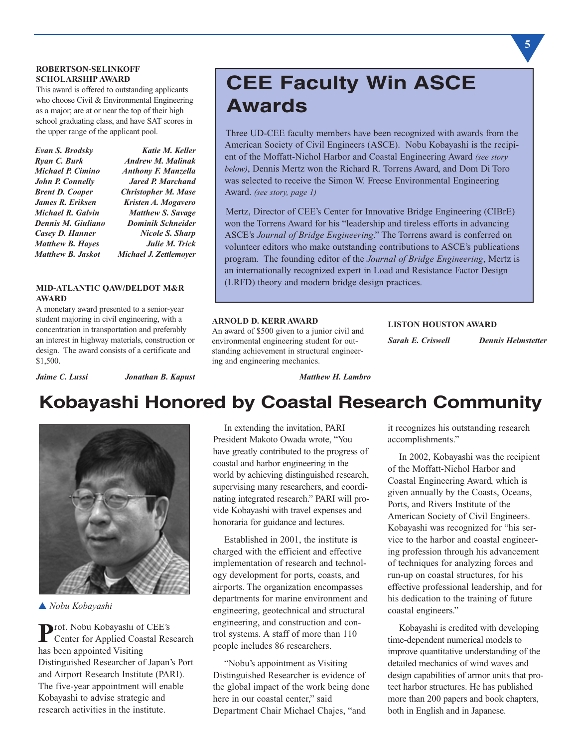**ROBERTSON-SELINKOFF SCHOLARSHIP AWARD**

This award is offered to outstanding applicants who choose Civil & Environmental Engineering as a major; are at or near the top of their high school graduating class, and have SAT scores in the upper range of the applicant pool.

*Evan S. Brodsky*
*Ryan C. Burk*
*Michael P. Cimino*
*John P. Connelly*
*Brent D. Cooper*
*James R. Eriksen*
*Michael R. Galvin*
*Dennis M. Giuliano*
*Casey D. Hanner*
*Matthew B. Hayes*
*Matthew B. Jaskot*
*Katie M. Keller*
*Andrew M. Malinak*
*Anthony F. Manzella*
*Jared P. Marchand*
*Christopher M. Mase*
*Kristen A. Mogavero*
*Matthew S. Savage*
*Dominik Schneider*
*Nicole S. Sharp*
*Julie M. Trick*
*Michael J. Zettlemoyer*

**MID-ATLANTIC QAW/DELDOT M&R AWARD**

A monetary award presented to a senior-year student majoring in civil engineering, with a concentration in transportation and preferably an interest in highway materials, construction or design. The award consists of a certificate and $1,500.

*Jaime C. Lussi* *Jonathan B. Kapust*

# CEE Faculty Win ASCE Awards

Three UD-CEE faculty members have been recognized with awards from the American Society of Civil Engineers (ASCE). Nobu Kobayashi is the recipient of the Moffatt-Nichol Harbor and Coastal Engineering Award *(see story below)*, Dennis Mertz won the Richard R. Torrens Award, and Dom Di Toro was selected to receive the Simon W. Freese Environmental Engineering Award. *(see story, page 1)*

Mertz, Director of CEE's Center for Innovative Bridge Engineering (CIBrE) won the Torrens Award for his "leadership and tireless efforts in advancing ASCE's *Journal of Bridge Engineering*." The Torrens award is conferred on volunteer editors who make outstanding contributions to ASCE's publications program. The founding editor of the *Journal of Bridge Engineering*, Mertz is an internationally recognized expert in Load and Resistance Factor Design (LRFD) theory and modern bridge design practices.

**ARNOLD D. KERR AWARD**

An award of $500 given to a junior civil and environmental engineering student for outstanding achievement in structural engineering and engineering mechanics.

*Matthew H. Lambro*

**LISTON HOUSTON AWARD**

*Sarah E. Criswell* *Dennis Helmstetter*

# Kobayashi Honored by Coastal Research Community

▲ *Nobu Kobayashi*

Prof. Nobu Kobayashi of CEE's Center for Applied Coastal Research has been appointed Visiting Distinguished Researcher of Japan's Port and Airport Research Institute (PARI). The five-year appointment will enable Kobayashi to advise strategic and research activities in the institute.

In extending the invitation, PARI President Makoto Owada wrote, "You have greatly contributed to the progress of coastal and harbor engineering in the world by achieving distinguished research, supervising many researchers, and coordinating integrated research." PARI will provide Kobayashi with travel expenses and honoraria for guidance and lectures.

Established in 2001, the institute is charged with the efficient and effective implementation of research and technology development for ports, coasts, and airports. The organization encompasses departments for marine environment and engineering, geotechnical and structural engineering, and construction and control systems. A staff of more than 110 people includes 86 researchers.

"Nobu's appointment as Visiting Distinguished Researcher is evidence of the global impact of the work being done here in our coastal center," said Department Chair Michael Chajes, "and it recognizes his outstanding research accomplishments."

In 2002, Kobayashi was the recipient of the Moffatt-Nichol Harbor and Coastal Engineering Award, which is given annually by the Coasts, Oceans, Ports, and Rivers Institute of the American Society of Civil Engineers. Kobayashi was recognized for "his service to the harbor and coastal engineering profession through his advancement of techniques for analyzing forces and run-up on coastal structures, for his effective professional leadership, and for his dedication to the training of future coastal engineers."

Kobayashi is credited with developing time-dependent numerical models to improve quantitative understanding of the detailed mechanics of wind waves and design capabilities of armor units that protect harbor structures. He has published more than 200 papers and book chapters, both in English and in Japanese.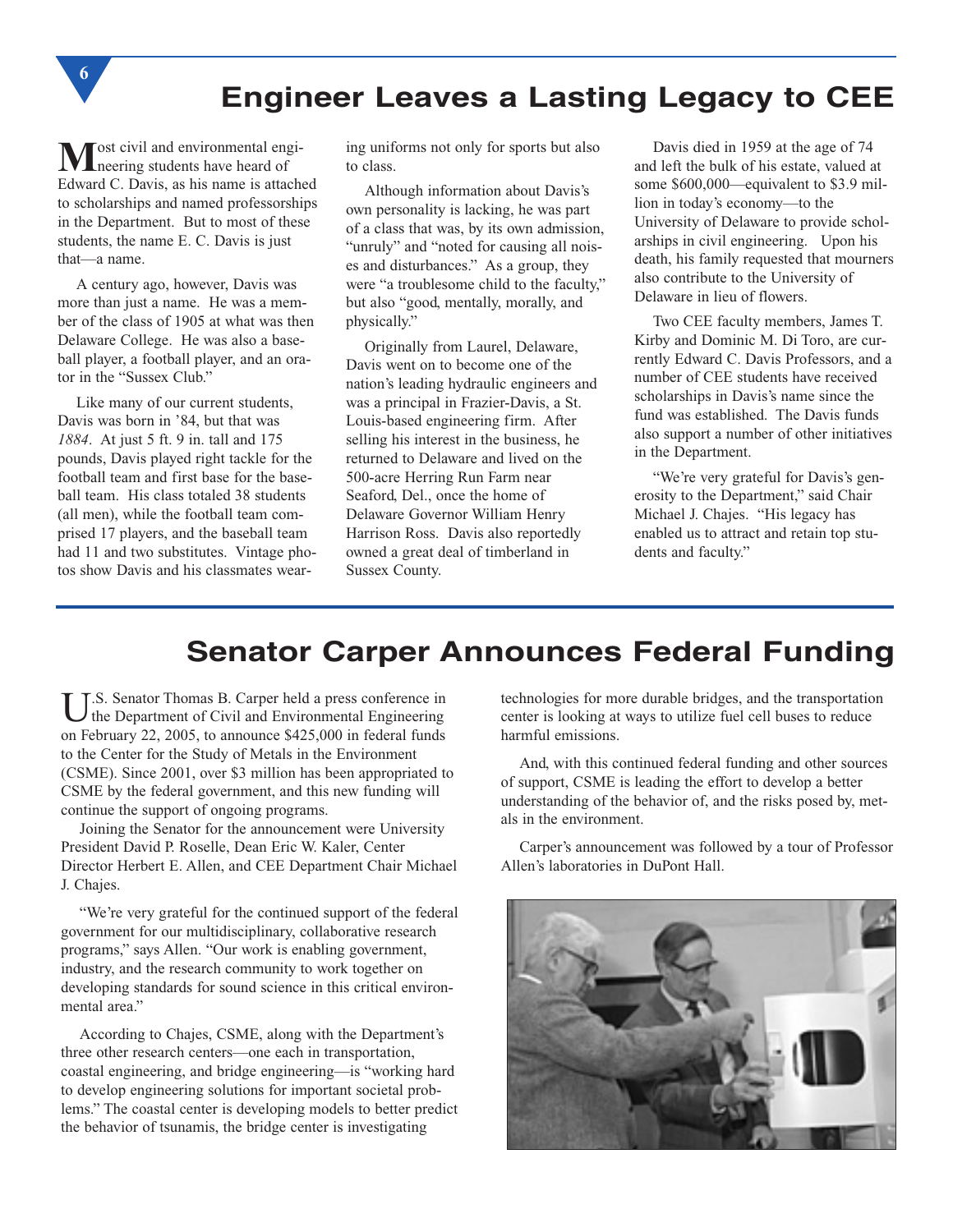# Engineer Leaves a Lasting Legacy to CEE

Most civil and environmental engineering students have heard of Edward C. Davis, as his name is attached to scholarships and named professorships in the Department. But to most of these students, the name E. C. Davis is just that—a name.

A century ago, however, Davis was more than just a name. He was a member of the class of 1905 at what was then Delaware College. He was also a baseball player, a football player, and an orator in the "Sussex Club."

Like many of our current students, Davis was born in '84, but that was *1884*. At just 5 ft. 9 in. tall and 175 pounds, Davis played right tackle for the football team and first base for the baseball team. His class totaled 38 students (all men), while the football team comprised 17 players, and the baseball team had 11 and two substitutes. Vintage photos show Davis and his classmates wearing uniforms not only for sports but also to class.

Although information about Davis's own personality is lacking, he was part of a class that was, by its own admission, "unruly" and "noted for causing all noises and disturbances." As a group, they were "a troublesome child to the faculty," but also "good, mentally, morally, and physically."

Originally from Laurel, Delaware, Davis went on to become one of the nation's leading hydraulic engineers and was a principal in Frazier-Davis, a St. Louis-based engineering firm. After selling his interest in the business, he returned to Delaware and lived on the 500-acre Herring Run Farm near Seaford, Del., once the home of Delaware Governor William Henry Harrison Ross. Davis also reportedly owned a great deal of timberland in Sussex County.

Davis died in 1959 at the age of 74 and left the bulk of his estate, valued at some $600,000—equivalent to $3.9 million in today's economy—to the University of Delaware to provide scholarships in civil engineering. Upon his death, his family requested that mourners also contribute to the University of Delaware in lieu of flowers.

Two CEE faculty members, James T. Kirby and Dominic M. Di Toro, are currently Edward C. Davis Professors, and a number of CEE students have received scholarships in Davis's name since the fund was established. The Davis funds also support a number of other initiatives in the Department.

"We're very grateful for Davis's generosity to the Department," said Chair Michael J. Chajes. "His legacy has enabled us to attract and retain top students and faculty."

# Senator Carper Announces Federal Funding

U.S. Senator Thomas B. Carper held a press conference in the Department of Civil and Environmental Engineering on February 22, 2005, to announce $425,000 in federal funds to the Center for the Study of Metals in the Environment (CSME). Since 2001, over $3 million has been appropriated to CSME by the federal government, and this new funding will continue the support of ongoing programs.

Joining the Senator for the announcement were University President David P. Roselle, Dean Eric W. Kaler, Center Director Herbert E. Allen, and CEE Department Chair Michael J. Chajes.

"We're very grateful for the continued support of the federal government for our multidisciplinary, collaborative research programs," says Allen. "Our work is enabling government, industry, and the research community to work together on developing standards for sound science in this critical environmental area."

According to Chajes, CSME, along with the Department's three other research centers—one each in transportation, coastal engineering, and bridge engineering—is "working hard to develop engineering solutions for important societal problems." The coastal center is developing models to better predict the behavior of tsunamis, the bridge center is investigating technologies for more durable bridges, and the transportation center is looking at ways to utilize fuel cell buses to reduce harmful emissions.

And, with this continued federal funding and other sources of support, CSME is leading the effort to develop a better understanding of the behavior of, and the risks posed by, metals in the environment.

Carper's announcement was followed by a tour of Professor Allen's laboratories in DuPont Hall.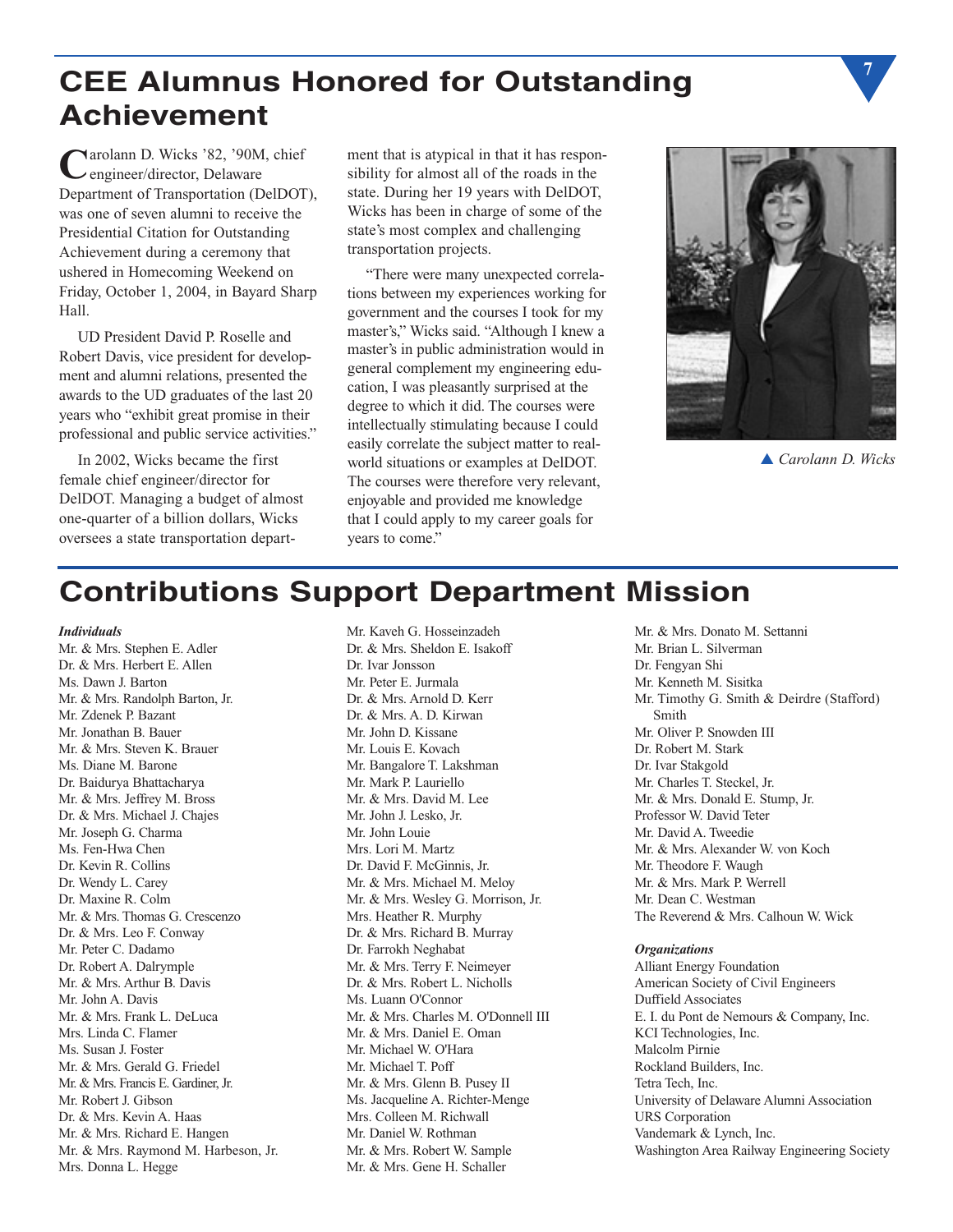# CEE Alumnus Honored for Outstanding Achievement

Carolann D. Wicks '82, '90M, chief engineer/director, Delaware Department of Transportation (DelDOT), was one of seven alumni to receive the Presidential Citation for Outstanding Achievement during a ceremony that ushered in Homecoming Weekend on Friday, October 1, 2004, in Bayard Sharp Hall.

UD President David P. Roselle and Robert Davis, vice president for development and alumni relations, presented the awards to the UD graduates of the last 20 years who "exhibit great promise in their professional and public service activities."

In 2002, Wicks became the first female chief engineer/director for DelDOT. Managing a budget of almost one-quarter of a billion dollars, Wicks oversees a state transportation department that is atypical in that it has responsibility for almost all of the roads in the state. During her 19 years with DelDOT, Wicks has been in charge of some of the state's most complex and challenging transportation projects.

"There were many unexpected correlations between my experiences working for government and the courses I took for my master's," Wicks said. "Although I knew a master's in public administration would in general complement my engineering education, I was pleasantly surprised at the degree to which it did. The courses were intellectually stimulating because I could easily correlate the subject matter to real-world situations or examples at DelDOT. The courses were therefore very relevant, enjoyable and provided me knowledge that I could apply to my career goals for years to come."

▲ *Carolann D. Wicks*

# Contributions Support Department Mission

***Individuals***

Mr. & Mrs. Stephen E. Adler
Dr. & Mrs. Herbert E. Allen
Ms. Dawn J. Barton
Mr. & Mrs. Randolph Barton, Jr.
Mr. Zdenek P. Bazant
Mr. Jonathan B. Bauer
Mr. & Mrs. Steven K. Brauer
Ms. Diane M. Barone
Dr. Baidurya Bhattacharya
Mr. & Mrs. Jeffrey M. Bross
Dr. & Mrs. Michael J. Chajes
Mr. Joseph G. Charma
Ms. Fen-Hwa Chen
Dr. Kevin R. Collins
Dr. Wendy L. Carey
Dr. Maxine R. Colm
Mr. & Mrs. Thomas G. Crescenzo
Dr. & Mrs. Leo F. Conway
Mr. Peter C. Dadamo
Dr. Robert A. Dalrymple
Mr. & Mrs. Arthur B. Davis
Mr. John A. Davis
Mr. & Mrs. Frank L. DeLuca
Mrs. Linda C. Flamer
Ms. Susan J. Foster
Mr. & Mrs. Gerald G. Friedel
Mr. & Mrs. Francis E. Gardiner, Jr.
Mr. Robert J. Gibson
Dr. & Mrs. Kevin A. Haas
Mr. & Mrs. Richard E. Hangen
Mr. & Mrs. Raymond M. Harbeson, Jr.
Mrs. Donna L. Hegge
Mr. Kaveh G. Hosseinzadeh
Dr. & Mrs. Sheldon E. Isakoff
Dr. Ivar Jonsson
Mr. Peter E. Jurmala
Dr. & Mrs. Arnold D. Kerr
Dr. & Mrs. A. D. Kirwan
Mr. John D. Kissane
Mr. Louis E. Kovach
Mr. Bangalore T. Lakshman
Mr. Mark P. Lauriello
Mr. & Mrs. David M. Lee
Mr. John J. Lesko, Jr.
Mr. John Louie
Mrs. Lori M. Martz
Dr. David F. McGinnis, Jr.
Mr. & Mrs. Michael M. Meloy
Mr. & Mrs. Wesley G. Morrison, Jr.
Mrs. Heather R. Murphy
Dr. & Mrs. Richard B. Murray
Dr. Farrokh Neghabat
Mr. & Mrs. Terry F. Neimeyer
Dr. & Mrs. Robert L. Nicholls
Ms. Luann O'Connor
Mr. & Mrs. Charles M. O'Donnell III
Mr. & Mrs. Daniel E. Oman
Mr. Michael W. O'Hara
Mr. Michael T. Poff
Mr. & Mrs. Glenn B. Pusey II
Ms. Jacqueline A. Richter-Menge
Mrs. Colleen M. Richwall
Mr. Daniel W. Rothman
Mr. & Mrs. Robert W. Sample
Mr. & Mrs. Gene H. Schaller
Mr. & Mrs. Donato M. Settanni
Mr. Brian L. Silverman
Dr. Fengyan Shi
Mr. Kenneth M. Sisitka
Mr. Timothy G. Smith & Deirdre (Stafford) Smith
Mr. Oliver P. Snowden III
Dr. Robert M. Stark
Dr. Ivar Stakgold
Mr. Charles T. Steckel, Jr.
Mr. & Mrs. Donald E. Stump, Jr.
Professor W. David Teter
Mr. David A. Tweedie
Mr. & Mrs. Alexander W. von Koch
Mr. Theodore F. Waugh
Mr. & Mrs. Mark P. Werrell
Mr. Dean C. Westman
The Reverend & Mrs. Calhoun W. Wick

***Organizations***

Alliant Energy Foundation
American Society of Civil Engineers
Duffield Associates
E. I. du Pont de Nemours & Company, Inc.
KCI Technologies, Inc.
Malcolm Pirnie
Rockland Builders, Inc.
Tetra Tech, Inc.
University of Delaware Alumni Association
URS Corporation
Vandemark & Lynch, Inc.
Washington Area Railway Engineering Society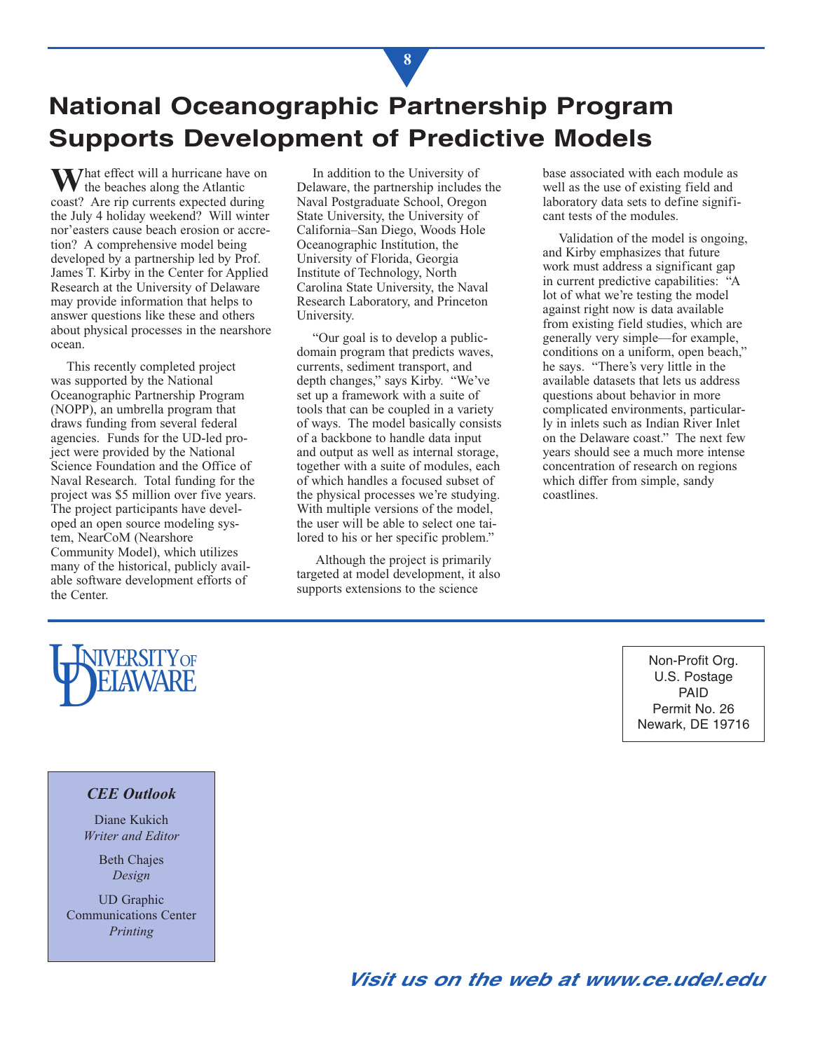# National Oceanographic Partnership Program Supports Development of Predictive Models

What effect will a hurricane have on the beaches along the Atlantic coast? Are rip currents expected during the July 4 holiday weekend? Will winter nor'easters cause beach erosion or accretion? A comprehensive model being developed by a partnership led by Prof. James T. Kirby in the Center for Applied Research at the University of Delaware may provide information that helps to answer questions like these and others about physical processes in the nearshore ocean.

This recently completed project was supported by the National Oceanographic Partnership Program (NOPP), an umbrella program that draws funding from several federal agencies. Funds for the UD-led project were provided by the National Science Foundation and the Office of Naval Research. Total funding for the project was $5 million over five years. The project participants have developed an open source modeling system, NearCoM (Nearshore Community Model), which utilizes many of the historical, publicly available software development efforts of the Center.

In addition to the University of Delaware, the partnership includes the Naval Postgraduate School, Oregon State University, the University of California–San Diego, Woods Hole Oceanographic Institution, the University of Florida, Georgia Institute of Technology, North Carolina State University, the Naval Research Laboratory, and Princeton University.

"Our goal is to develop a public-domain program that predicts waves, currents, sediment transport, and depth changes," says Kirby. "We've set up a framework with a suite of tools that can be coupled in a variety of ways. The model basically consists of a backbone to handle data input and output as well as internal storage, together with a suite of modules, each of which handles a focused subset of the physical processes we're studying. With multiple versions of the model, the user will be able to select one tailored to his or her specific problem."

Although the project is primarily targeted at model development, it also supports extensions to the science base associated with each module as well as the use of existing field and laboratory data sets to define significant tests of the modules.

Validation of the model is ongoing, and Kirby emphasizes that future work must address a significant gap in current predictive capabilities: "A lot of what we're testing the model against right now is data available from existing field studies, which are generally very simple—for example, conditions on a uniform, open beach," he says. "There's very little in the available datasets that lets us address questions about behavior in more complicated environments, particularly in inlets such as Indian River Inlet on the Delaware coast." The next few years should see a much more intense concentration of research on regions which differ from simple, sandy coastlines.

---

UNIVERSITY OF DELAWARE

Non-Profit Org.
U.S. Postage
PAID
Permit No. 26
Newark, DE 19716

*CEE Outlook*

Diane Kukich
*Writer and Editor*

Beth Chajes
*Design*

UD Graphic Communications Center
*Printing*

***Visit us on the web at www.ce.udel.edu***